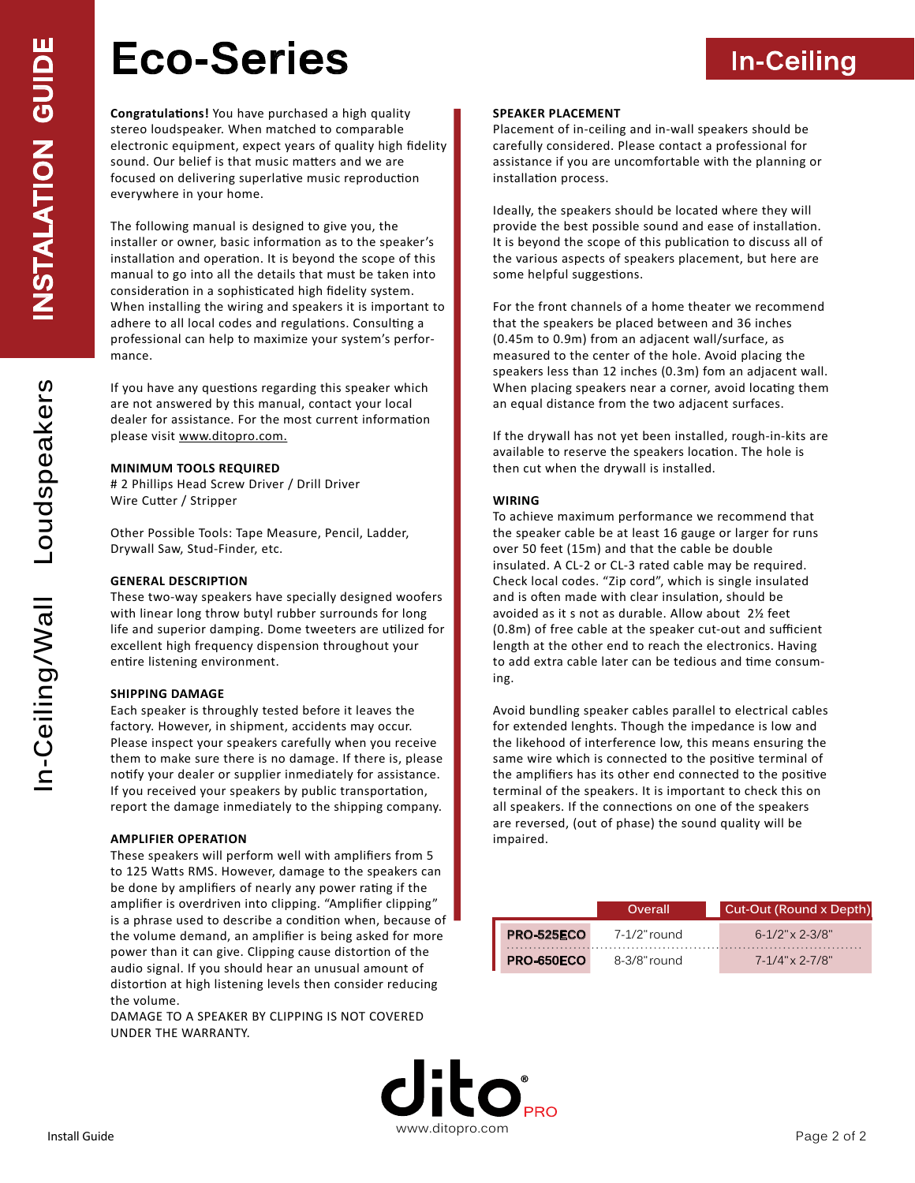# Eco-Series

## In-Ceiling

INSTALATION GUIDE

In-Ceiling/Wall Loudspeakers

**Congratulations!** You have purchased a high quality stereo loudspeaker. When matched to comparable electronic equipment, expect years of quality high fidelity sound. Our belief is that music matters and we are focused on delivering superlative music reproduction everywhere in your home.

The following manual is designed to give you, the installer or owner, basic information as to the speaker's installation and operation. It is beyond the scope of this manual to go into all the details that must be taken into consideration in a sophisticated high fidelity system. When installing the wiring and speakers it is important to adhere to all local codes and regulations. Consulting a professional can help to maximize your system's performance.

If you have any questions regarding this speaker which are not answered by this manual, contact your local dealer for assistance. For the most current information please visit www.ditopro.com.

### MINIMUM TOOLS REQUIRED

# 2 Phillips Head Screw Driver / Drill Driver
Wire Cutter / Stripper

Other Possible Tools: Tape Measure, Pencil, Ladder, Drywall Saw, Stud-Finder, etc.

### GENERAL DESCRIPTION

These two-way speakers have specially designed woofers with linear long throw butyl rubber surrounds for long life and superior damping. Dome tweeters are utilized for excellent high frequency dispension throughout your entire listening environment.

### SHIPPING DAMAGE

Each speaker is throughly tested before it leaves the factory. However, in shipment, accidents may occur. Please inspect your speakers carefully when you receive them to make sure there is no damage. If there is, please notify your dealer or supplier immediately for assistance. If you received your speakers by public transportation, report the damage immediately to the shipping company.

### AMPLIFIER OPERATION

These speakers will perform well with amplifiers from 5 to 125 Watts RMS. However, damage to the speakers can be done by amplifiers of nearly any power rating if the amplifier is overdriven into clipping. "Amplifier clipping" is a phrase used to describe a condition when, because of the volume demand, an amplifier is being asked for more power than it can give. Clipping cause distortion of the audio signal. If you should hear an unusual amount of distortion at high listening levels then consider reducing the volume.
DAMAGE TO A SPEAKER BY CLIPPING IS NOT COVERED UNDER THE WARRANTY.

### SPEAKER PLACEMENT

Placement of in-ceiling and in-wall speakers should be carefully considered. Please contact a professional for assistance if you are uncomfortable with the planning or installation process.

Ideally, the speakers should be located where they will provide the best possible sound and ease of installation. It is beyond the scope of this publication to discuss all of the various aspects of speakers placement, but here are some helpful suggestions.

For the front channels of a home theater we recommend that the speakers be placed between and 36 inches (0.45m to 0.9m) from an adjacent wall/surface, as measured to the center of the hole. Avoid placing the speakers less than 12 inches (0.3m) fom an adjacent wall. When placing speakers near a corner, avoid locating them an equal distance from the two adjacent surfaces.

If the drywall has not yet been installed, rough-in-kits are available to reserve the speakers location. The hole is then cut when the drywall is installed.

### WIRING

To achieve maximum performance we recommend that the speaker cable be at least 16 gauge or larger for runs over 50 feet (15m) and that the cable be double insulated. A CL-2 or CL-3 rated cable may be required. Check local codes. "Zip cord", which is single insulated and is often made with clear insulation, should be avoided as it s not as durable. Allow about 2½ feet (0.8m) of free cable at the speaker cut-out and sufficient length at the other end to reach the electronics. Having to add extra cable later can be tedious and time consuming.

Avoid bundling speaker cables parallel to electrical cables for extended lenghts. Though the impedance is low and the likehood of interference low, this means ensuring the same wire which is connected to the positive terminal of the amplifiers has its other end connected to the positive terminal of the speakers. It is important to check this on all speakers. If the connections on one of the speakers are reversed, (out of phase) the sound quality will be impaired.

| | Overall | Cut-Out (Round x Depth) |
|---|---|---|
| PRO-525ECO | 7-1/2" round | 6-1/2" x 2-3/8" |
| PRO-650ECO | 8-3/8" round | 7-1/4" x 2-7/8" |

dito® PRO
www.ditopro.com

Install Guide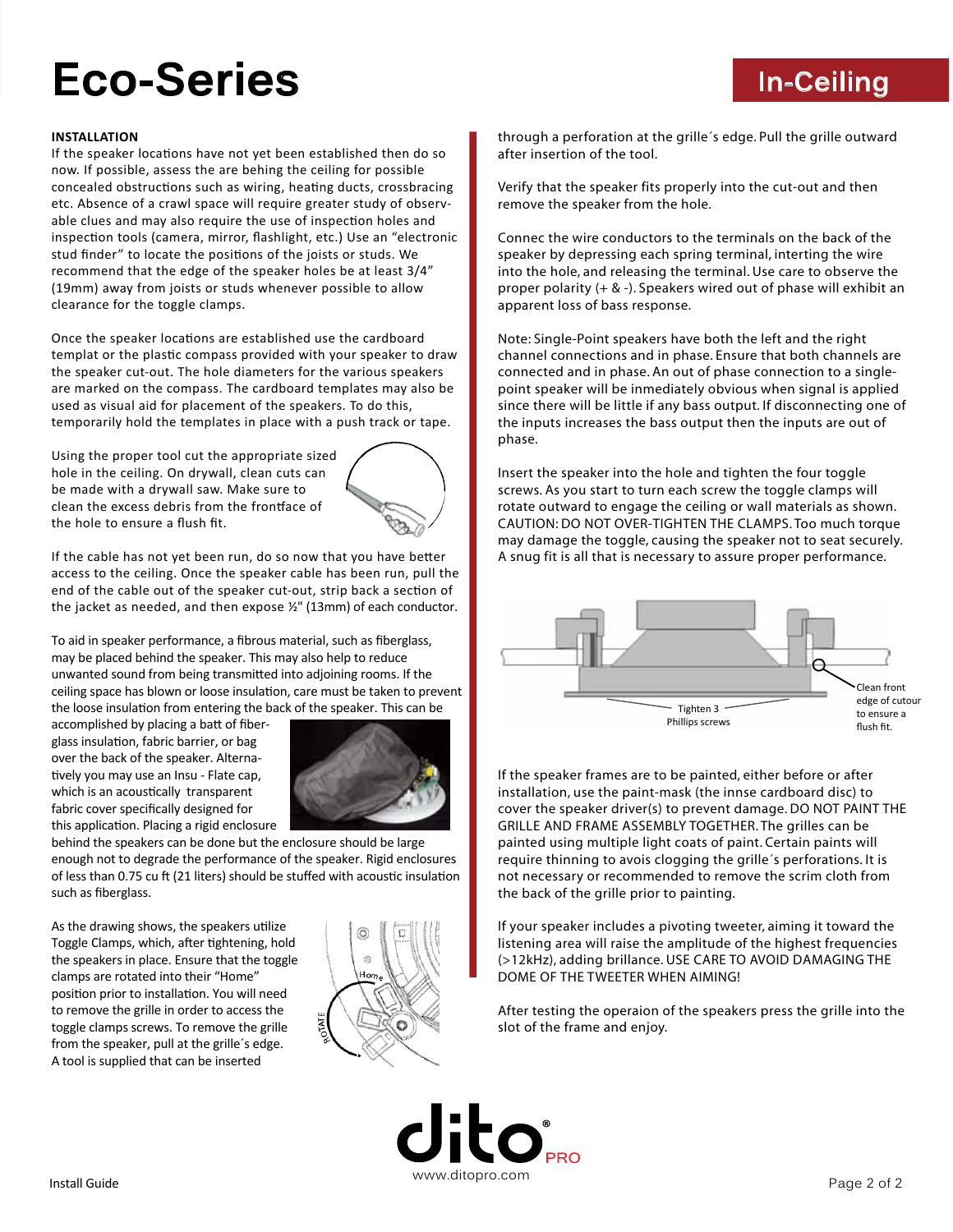# Eco-Series

## In-Ceiling

### INSTALLATION

If the speaker locations have not yet been established then do so now. If possible, assess the are behing the ceiling for possible concealed obstructions such as wiring, heating ducts, crossbracing etc. Absence of a crawl space will require greater study of observable clues and may also require the use of inspection holes and inspection tools (camera, mirror, flashlight, etc.) Use an "electronic stud finder" to locate the positions of the joists or studs. We recommend that the edge of the speaker holes be at least 3/4" (19mm) away from joists or studs whenever possible to allow clearance for the toggle clamps.

Once the speaker locations are established use the cardboard templat or the plastic compass provided with your speaker to draw the speaker cut-out. The hole diameters for the various speakers are marked on the compass. The cardboard templates may also be used as visual aid for placement of the speakers. To do this, temporarily hold the templates in place with a push track or tape.

Using the proper tool cut the appropriate sized hole in the ceiling. On drywall, clean cuts can be made with a drywall saw. Make sure to clean the excess debris from the frontface of the hole to ensure a flush fit.

If the cable has not yet been run, do so now that you have better access to the ceiling. Once the speaker cable has been run, pull the end of the cable out of the speaker cut-out, strip back a section of the jacket as needed, and then expose ½" (13mm) of each conductor.

To aid in speaker performance, a fibrous material, such as fiberglass, may be placed behind the speaker. This may also help to reduce unwanted sound from being transmitted into adjoining rooms. If the ceiling space has blown or loose insulation, care must be taken to prevent the loose insulation from entering the back of the speaker. This can be accomplished by placing a batt of fiberglass insulation, fabric barrier, or bag over the back of the speaker. Alternatively you may use an Insu - Flate cap, which is an acoustically transparent fabric cover specifically designed for this application. Placing a rigid enclosure behind the speakers can be done but the enclosure should be large enough not to degrade the performance of the speaker. Rigid enclosures of less than 0.75 cu ft (21 liters) should be stuffed with acoustic insulation such as fiberglass.

As the drawing shows, the speakers utilize Toggle Clamps, which, after tightening, hold the speakers in place. Ensure that the toggle clamps are rotated into their "Home" position prior to installation. You will need to remove the grille in order to access the toggle clamps screws. To remove the grille from the speaker, pull at the grille´s edge. A tool is supplied that can be inserted through a perforation at the grille´s edge. Pull the grille outward after insertion of the tool.

Home

ROTATE

Verify that the speaker fits properly into the cut-out and then remove the speaker from the hole.

Connec the wire conductors to the terminals on the back of the speaker by depressing each spring terminal, interting the wire into the hole, and releasing the terminal. Use care to observe the proper polarity (+ & -). Speakers wired out of phase will exhibit an apparent loss of bass response.

Note: Single-Point speakers have both the left and the right channel connections and in phase. Ensure that both channels are connected and in phase. An out of phase connection to a single-point speaker will be inmediately obvious when signal is applied since there will be little if any bass output. If disconnecting one of the inputs increases the bass output then the inputs are out of phase.

Insert the speaker into the hole and tighten the four toggle screws. As you start to turn each screw the toggle clamps will rotate outward to engage the ceiling or wall materials as shown. CAUTION: DO NOT OVER-TIGHTEN THE CLAMPS. Too much torque may damage the toggle, causing the speaker not to seat securely. A snug fit is all that is necessary to assure proper performance.

Tighten 3 Phillips screws

Clean front edge of cutour to ensure a flush fit.

If the speaker frames are to be painted, either before or after installation, use the paint-mask (the innse cardboard disc) to cover the speaker driver(s) to prevent damage. DO NOT PAINT THE GRILLE AND FRAME ASSEMBLY TOGETHER. The grilles can be painted using multiple light coats of paint. Certain paints will require thinning to avois clogging the grille´s perforations. It is not necessary or recommended to remove the scrim cloth from the back of the grille prior to painting.

If your speaker includes a pivoting tweeter, aiming it toward the listening area will raise the amplitude of the highest frequencies (>12kHz), adding brillance. USE CARE TO AVOID DAMAGING THE DOME OF THE TWEETER WHEN AIMING!

After testing the operaion of the speakers press the grille into the slot of the frame and enjoy.

dito® PRO
www.ditopro.com

Install Guide